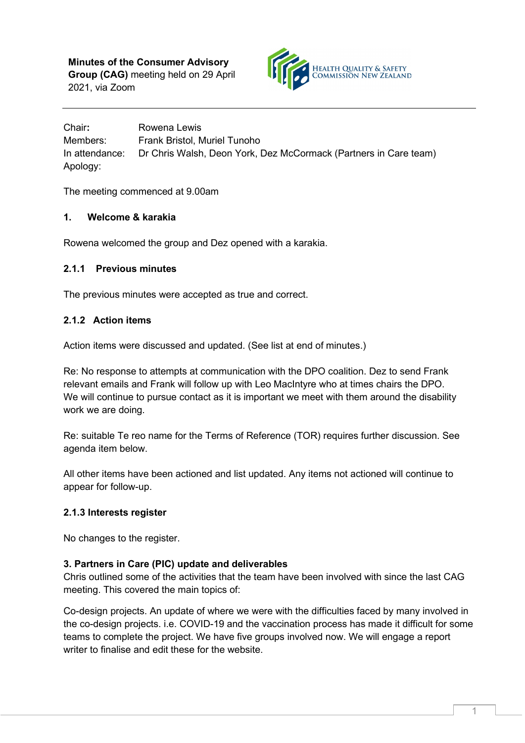**Minutes of the Consumer Advisory Group (CAG)** meeting held on 29 April 2021, via Zoom

HEALTH QUALITY & SAFETY COMMISSION NEW ZEALAND

---

Chair: Rowena Lewis
Members: Frank Bristol, Muriel Tunoho
In attendance: Dr Chris Walsh, Deon York, Dez McCormack (Partners in Care team)
Apology:

The meeting commenced at 9.00am

### 1. Welcome & karakia

Rowena welcomed the group and Dez opened with a karakia.

### 2.1.1 Previous minutes

The previous minutes were accepted as true and correct.

### 2.1.2 Action items

Action items were discussed and updated. (See list at end of minutes.)

Re: No response to attempts at communication with the DPO coalition. Dez to send Frank relevant emails and Frank will follow up with Leo MacIntyre who at times chairs the DPO. We will continue to pursue contact as it is important we meet with them around the disability work we are doing.

Re: suitable Te reo name for the Terms of Reference (TOR) requires further discussion. See agenda item below.

All other items have been actioned and list updated. Any items not actioned will continue to appear for follow-up.

### 2.1.3 Interests register

No changes to the register.

### 3. Partners in Care (PIC) update and deliverables

Chris outlined some of the activities that the team have been involved with since the last CAG meeting. This covered the main topics of:

Co-design projects. An update of where we were with the difficulties faced by many involved in the co-design projects. i.e. COVID-19 and the vaccination process has made it difficult for some teams to complete the project. We have five groups involved now. We will engage a report writer to finalise and edit these for the website.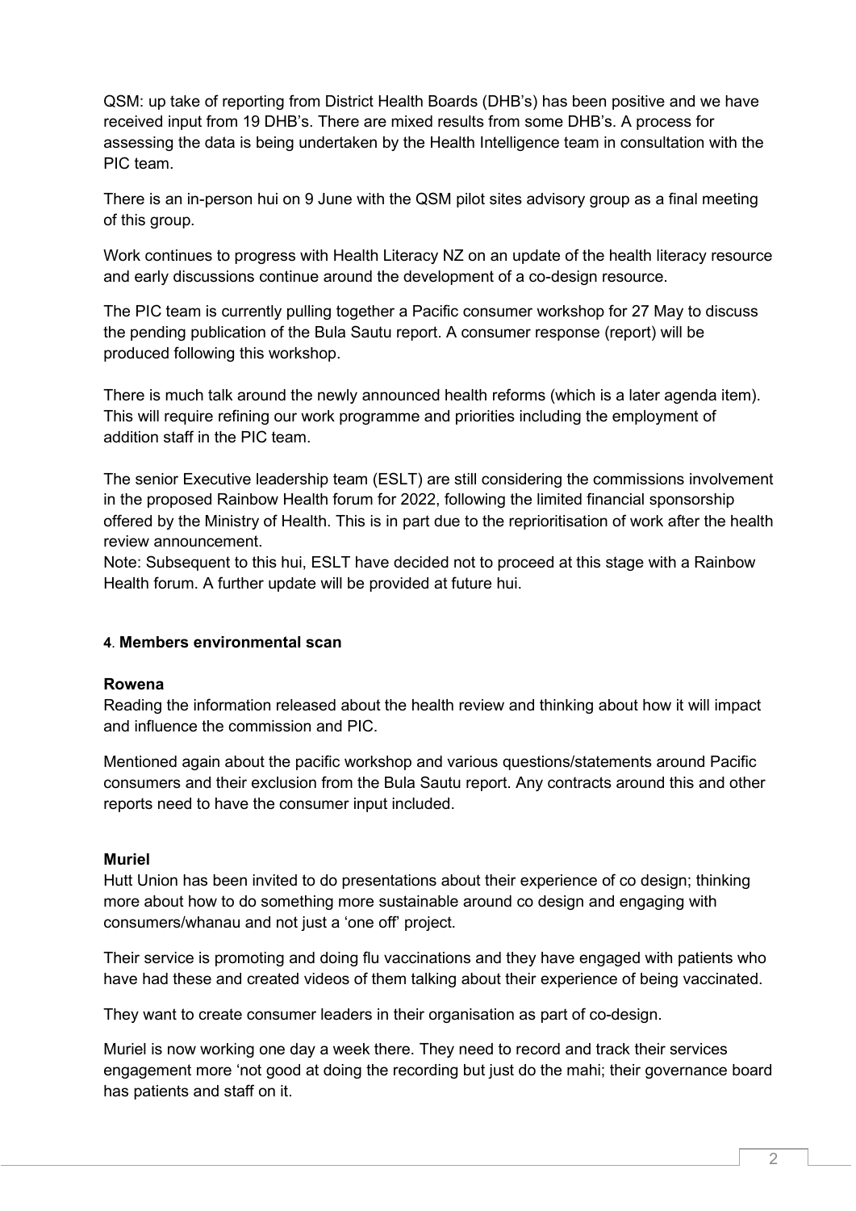QSM: up take of reporting from District Health Boards (DHB's) has been positive and we have received input from 19 DHB's. There are mixed results from some DHB's. A process for assessing the data is being undertaken by the Health Intelligence team in consultation with the PIC team.

There is an in-person hui on 9 June with the QSM pilot sites advisory group as a final meeting of this group.

Work continues to progress with Health Literacy NZ on an update of the health literacy resource and early discussions continue around the development of a co-design resource.

The PIC team is currently pulling together a Pacific consumer workshop for 27 May to discuss the pending publication of the Bula Sautu report. A consumer response (report) will be produced following this workshop.

There is much talk around the newly announced health reforms (which is a later agenda item). This will require refining our work programme and priorities including the employment of addition staff in the PIC team.

The senior Executive leadership team (ESLT) are still considering the commissions involvement in the proposed Rainbow Health forum for 2022, following the limited financial sponsorship offered by the Ministry of Health. This is in part due to the reprioritisation of work after the health review announcement.
Note: Subsequent to this hui, ESLT have decided not to proceed at this stage with a Rainbow Health forum. A further update will be provided at future hui.

#### 4. Members environmental scan

**Rowena**
Reading the information released about the health review and thinking about how it will impact and influence the commission and PIC.

Mentioned again about the pacific workshop and various questions/statements around Pacific consumers and their exclusion from the Bula Sautu report. Any contracts around this and other reports need to have the consumer input included.

**Muriel**
Hutt Union has been invited to do presentations about their experience of co design; thinking more about how to do something more sustainable around co design and engaging with consumers/whanau and not just a 'one off' project.

Their service is promoting and doing flu vaccinations and they have engaged with patients who have had these and created videos of them talking about their experience of being vaccinated.

They want to create consumer leaders in their organisation as part of co-design.

Muriel is now working one day a week there. They need to record and track their services engagement more 'not good at doing the recording but just do the mahi; their governance board has patients and staff on it.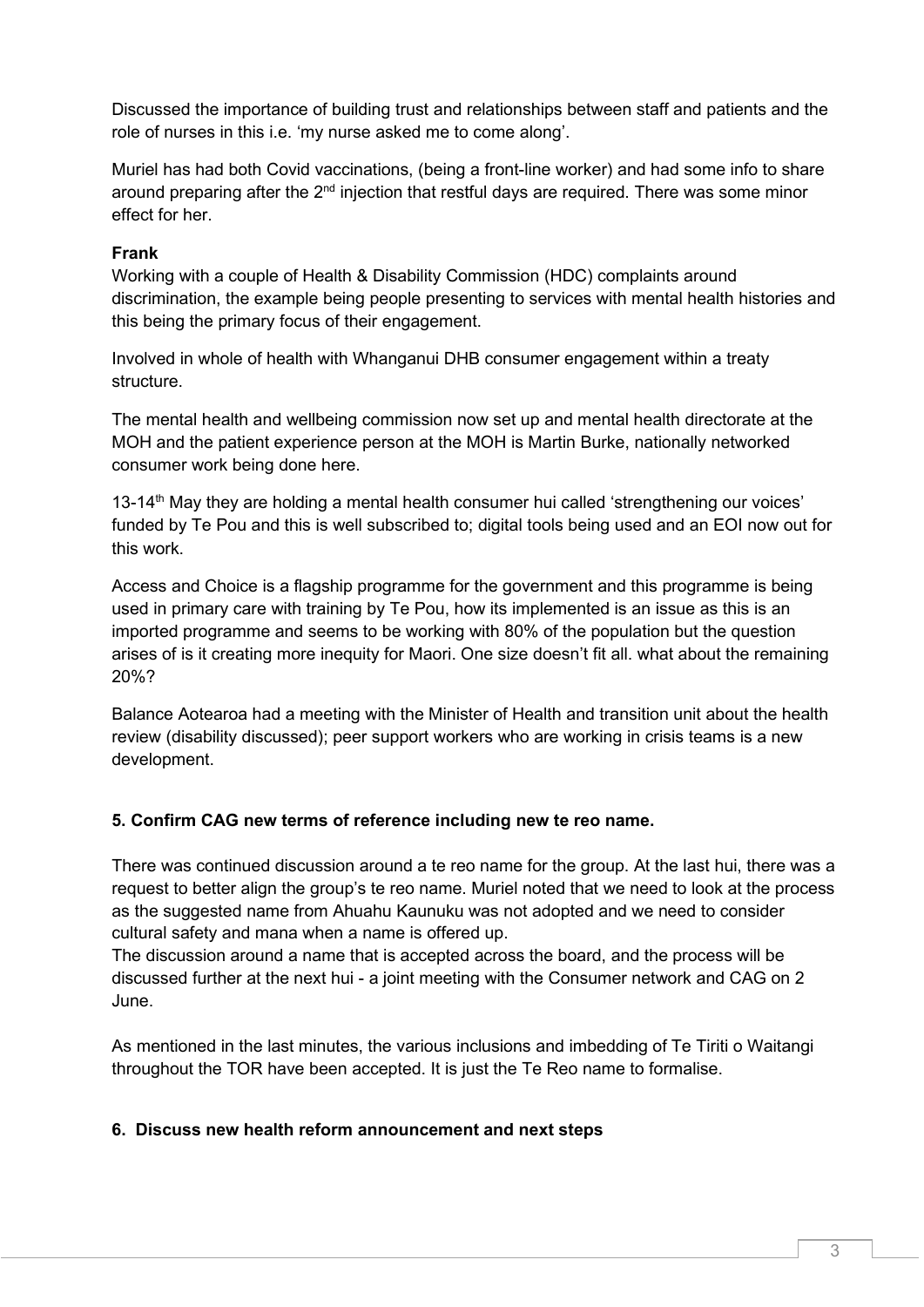Discussed the importance of building trust and relationships between staff and patients and the role of nurses in this i.e. 'my nurse asked me to come along'.

Muriel has had both Covid vaccinations, (being a front-line worker) and had some info to share around preparing after the 2nd injection that restful days are required. There was some minor effect for her.

**Frank**

Working with a couple of Health & Disability Commission (HDC) complaints around discrimination, the example being people presenting to services with mental health histories and this being the primary focus of their engagement.

Involved in whole of health with Whanganui DHB consumer engagement within a treaty structure.

The mental health and wellbeing commission now set up and mental health directorate at the MOH and the patient experience person at the MOH is Martin Burke, nationally networked consumer work being done here.

13-14th May they are holding a mental health consumer hui called 'strengthening our voices' funded by Te Pou and this is well subscribed to; digital tools being used and an EOI now out for this work.

Access and Choice is a flagship programme for the government and this programme is being used in primary care with training by Te Pou, how its implemented is an issue as this is an imported programme and seems to be working with 80% of the population but the question arises of is it creating more inequity for Maori. One size doesn't fit all. what about the remaining 20%?

Balance Aotearoa had a meeting with the Minister of Health and transition unit about the health review (disability discussed); peer support workers who are working in crisis teams is a new development.

### 5. Confirm CAG new terms of reference including new te reo name.

There was continued discussion around a te reo name for the group. At the last hui, there was a request to better align the group's te reo name. Muriel noted that we need to look at the process as the suggested name from Ahuahu Kaunuku was not adopted and we need to consider cultural safety and mana when a name is offered up.
The discussion around a name that is accepted across the board, and the process will be discussed further at the next hui - a joint meeting with the Consumer network and CAG on 2 June.

As mentioned in the last minutes, the various inclusions and imbedding of Te Tiriti o Waitangi throughout the TOR have been accepted. It is just the Te Reo name to formalise.

### 6. Discuss new health reform announcement and next steps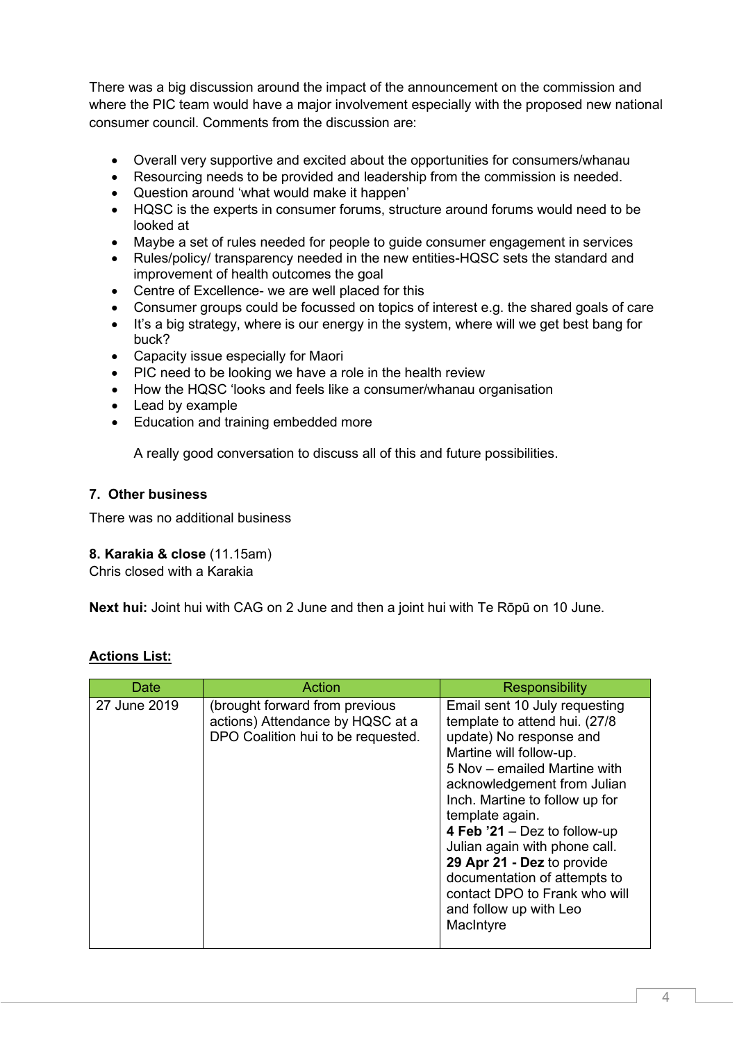There was a big discussion around the impact of the announcement on the commission and where the PIC team would have a major involvement especially with the proposed new national consumer council. Comments from the discussion are:

- Overall very supportive and excited about the opportunities for consumers/whanau
- Resourcing needs to be provided and leadership from the commission is needed.
- Question around 'what would make it happen'
- HQSC is the experts in consumer forums, structure around forums would need to be looked at
- Maybe a set of rules needed for people to guide consumer engagement in services
- Rules/policy/ transparency needed in the new entities-HQSC sets the standard and improvement of health outcomes the goal
- Centre of Excellence- we are well placed for this
- Consumer groups could be focussed on topics of interest e.g. the shared goals of care
- It's a big strategy, where is our energy in the system, where will we get best bang for buck?
- Capacity issue especially for Maori
- PIC need to be looking we have a role in the health review
- How the HQSC 'looks and feels like a consumer/whanau organisation
- Lead by example
- Education and training embedded more

A really good conversation to discuss all of this and future possibilities.

**7. Other business**

There was no additional business

**8. Karakia & close** (11.15am)
Chris closed with a Karakia

**Next hui:** Joint hui with CAG on 2 June and then a joint hui with Te Rōpū on 10 June.

**Actions List:**

| Date | Action | Responsibility |
| --- | --- | --- |
| 27 June 2019 | (brought forward from previous actions) Attendance by HQSC at a DPO Coalition hui to be requested. | Email sent 10 July requesting template to attend hui. (27/8 update) No response and Martine will follow-up. 5 Nov – emailed Martine with acknowledgement from Julian Inch. Martine to follow up for template again. **4 Feb '21** – Dez to follow-up Julian again with phone call. **29 Apr 21 - Dez** to provide documentation of attempts to contact DPO to Frank who will and follow up with Leo MacIntyre |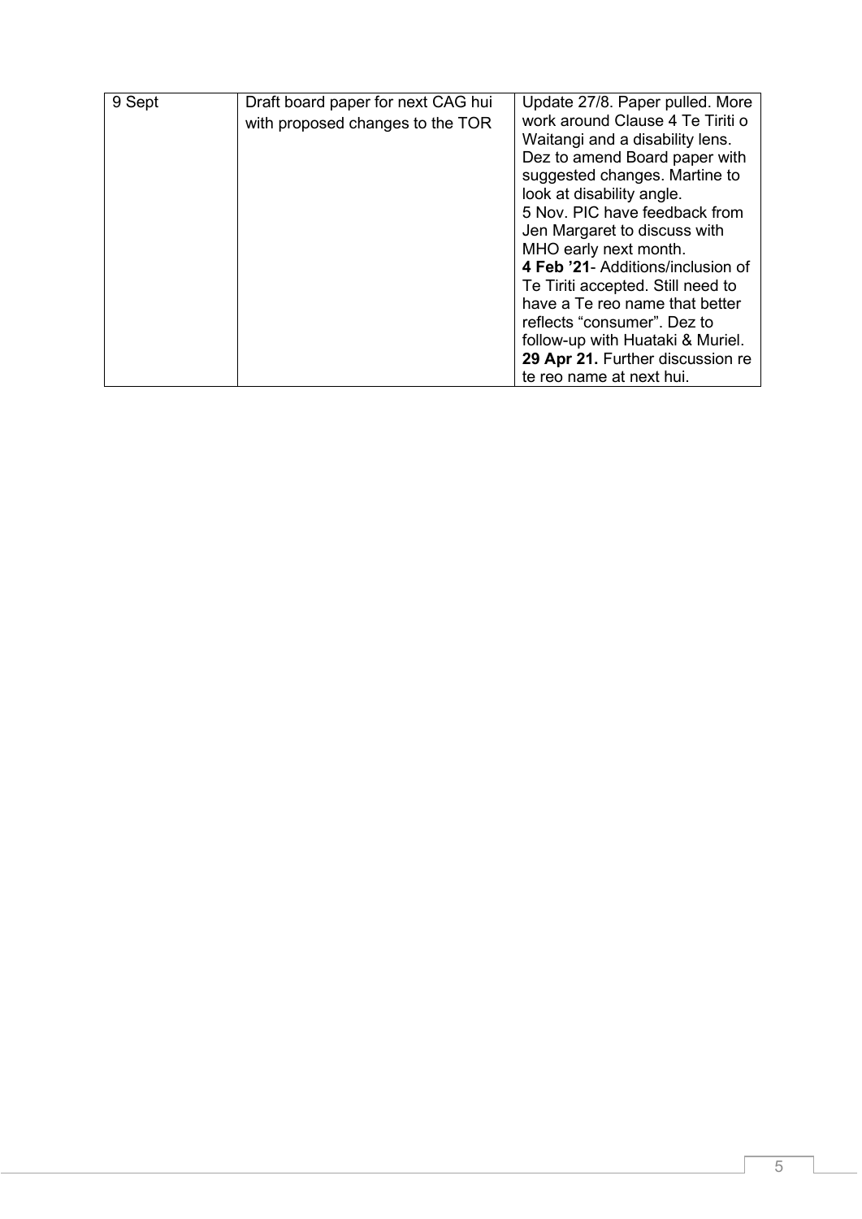| | | |
|---|---|---|
| 9 Sept | Draft board paper for next CAG hui with proposed changes to the TOR | Update 27/8. Paper pulled. More work around Clause 4 Te Tiriti o Waitangi and a disability lens. Dez to amend Board paper with suggested changes. Martine to look at disability angle.<br>5 Nov. PIC have feedback from Jen Margaret to discuss with MHO early next month.<br>**4 Feb '21**- Additions/inclusion of Te Tiriti accepted. Still need to have a Te reo name that better reflects "consumer". Dez to follow-up with Huataki & Muriel.<br>**29 Apr 21.** Further discussion re te reo name at next hui. |